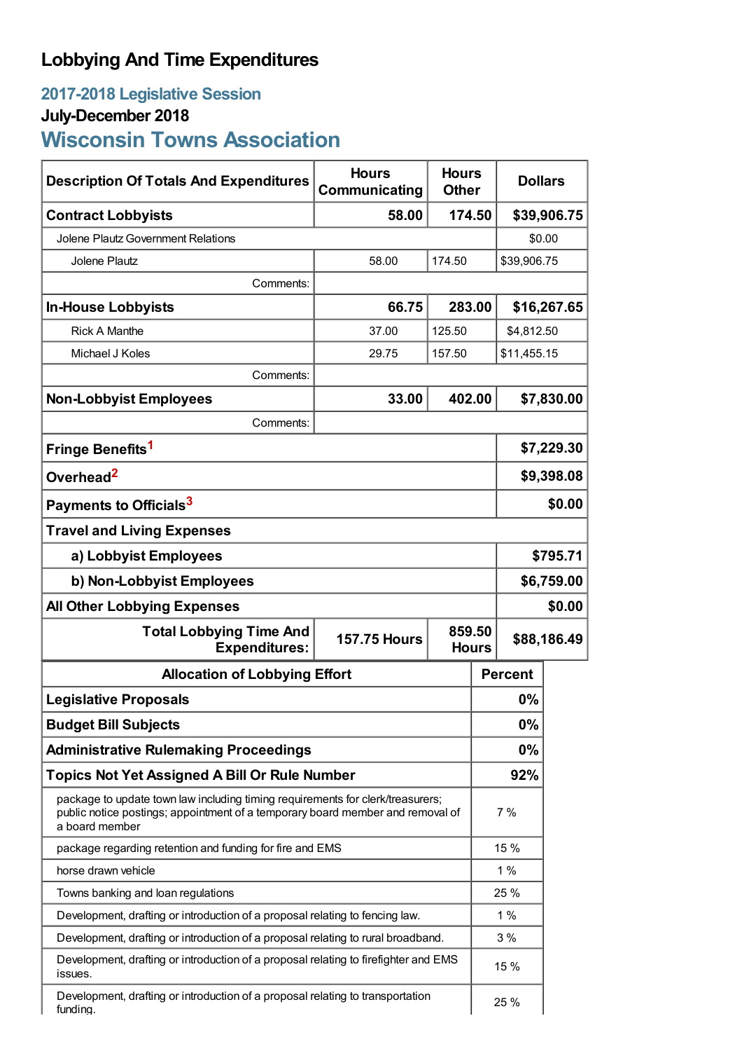# Lobbying And Time Expenditures

## 2017-2018 Legislative Session

### July-December 2018

## Wisconsin Towns Association

| Description Of Totals And Expenditures | Hours Communicating | Hours Other | Dollars |
|---|---|---|---|
| **Contract Lobbyists** | **58.00** | **174.50** | **$39,906.75** |
| Jolene Plautz Government Relations | | | $0.00 |
| Jolene Plautz | 58.00 | 174.50 | $39,906.75 |
| Comments: | | | |
| **In-House Lobbyists** | **66.75** | **283.00** | **$16,267.65** |
| Rick A Manthe | 37.00 | 125.50 | $4,812.50 |
| Michael J Koles | 29.75 | 157.50 | $11,455.15 |
| Comments: | | | |
| **Non-Lobbyist Employees** | **33.00** | **402.00** | **$7,830.00** |
| Comments: | | | |
| **Fringe Benefits**[1] | | | **$7,229.30** |
| **Overhead**[2] | | | **$9,398.08** |
| **Payments to Officials**[3] | | | **$0.00** |
| **Travel and Living Expenses** | | | |
| **a) Lobbyist Employees** | | | **$795.71** |
| **b) Non-Lobbyist Employees** | | | **$6,759.00** |
| **All Other Lobbying Expenses** | | | **$0.00** |
| **Total Lobbying Time And Expenditures:** | **157.75 Hours** | **859.50 Hours** | **$88,186.49** |

| Allocation of Lobbying Effort | Percent |
|---|---|
| **Legislative Proposals** | **0%** |
| **Budget Bill Subjects** | **0%** |
| **Administrative Rulemaking Proceedings** | **0%** |
| **Topics Not Yet Assigned A Bill Or Rule Number** | **92%** |
| package to update town law including timing requirements for clerk/treasurers; public notice postings; appointment of a temporary board member and removal of a board member | 7 % |
| package regarding retention and funding for fire and EMS | 15 % |
| horse drawn vehicle | 1 % |
| Towns banking and loan regulations | 25 % |
| Development, drafting or introduction of a proposal relating to fencing law. | 1 % |
| Development, drafting or introduction of a proposal relating to rural broadband. | 3 % |
| Development, drafting or introduction of a proposal relating to firefighter and EMS issues. | 15 % |
| Development, drafting or introduction of a proposal relating to transportation funding. | 25 % |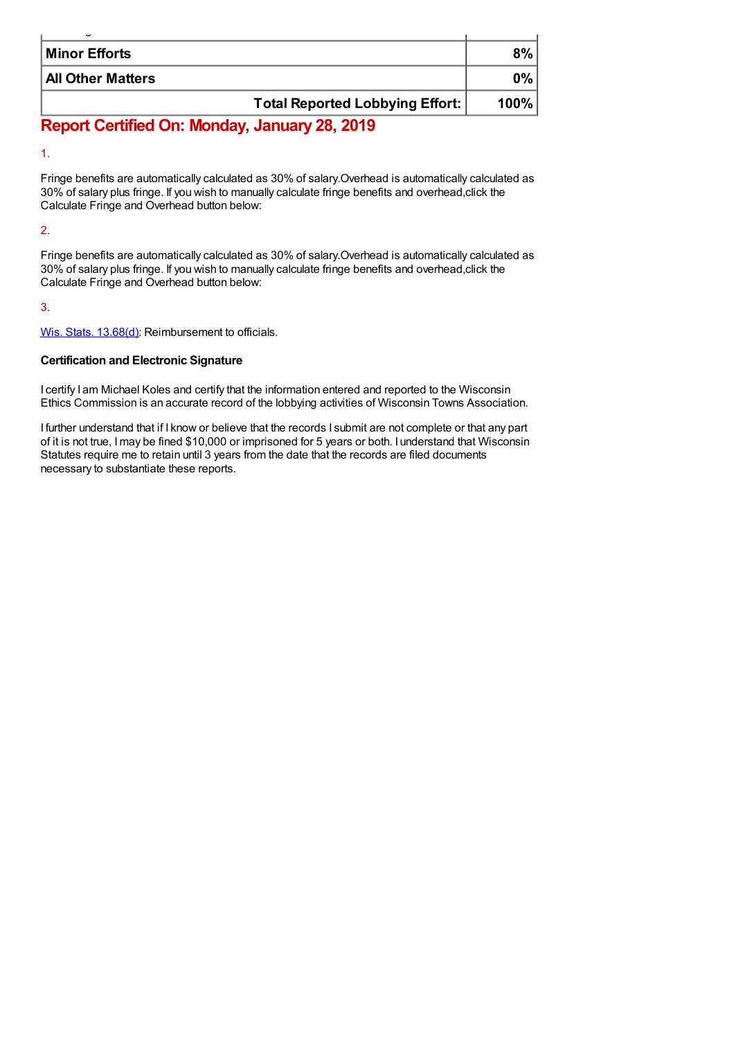| | |
|---|---|
| **Minor Efforts** | **8%** |
| **All Other Matters** | **0%** |
| **Total Reported Lobbying Effort:** | **100%** |

## Report Certified On: Monday, January 28, 2019

1.

Fringe benefits are automatically calculated as 30% of salary.Overhead is automatically calculated as 30% of salary plus fringe. If you wish to manually calculate fringe benefits and overhead,click the Calculate Fringe and Overhead button below:

2.

Fringe benefits are automatically calculated as 30% of salary.Overhead is automatically calculated as 30% of salary plus fringe. If you wish to manually calculate fringe benefits and overhead,click the Calculate Fringe and Overhead button below:

3.

Wis. Stats. 13.68(d): Reimbursement to officials.

**Certification and Electronic Signature**

I certify I am Michael Koles and certify that the information entered and reported to the Wisconsin Ethics Commission is an accurate record of the lobbying activities of Wisconsin Towns Association.

I further understand that if I know or believe that the records I submit are not complete or that any part of it is not true, I may be fined $10,000 or imprisoned for 5 years or both. I understand that Wisconsin Statutes require me to retain until 3 years from the date that the records are filed documents necessary to substantiate these reports.